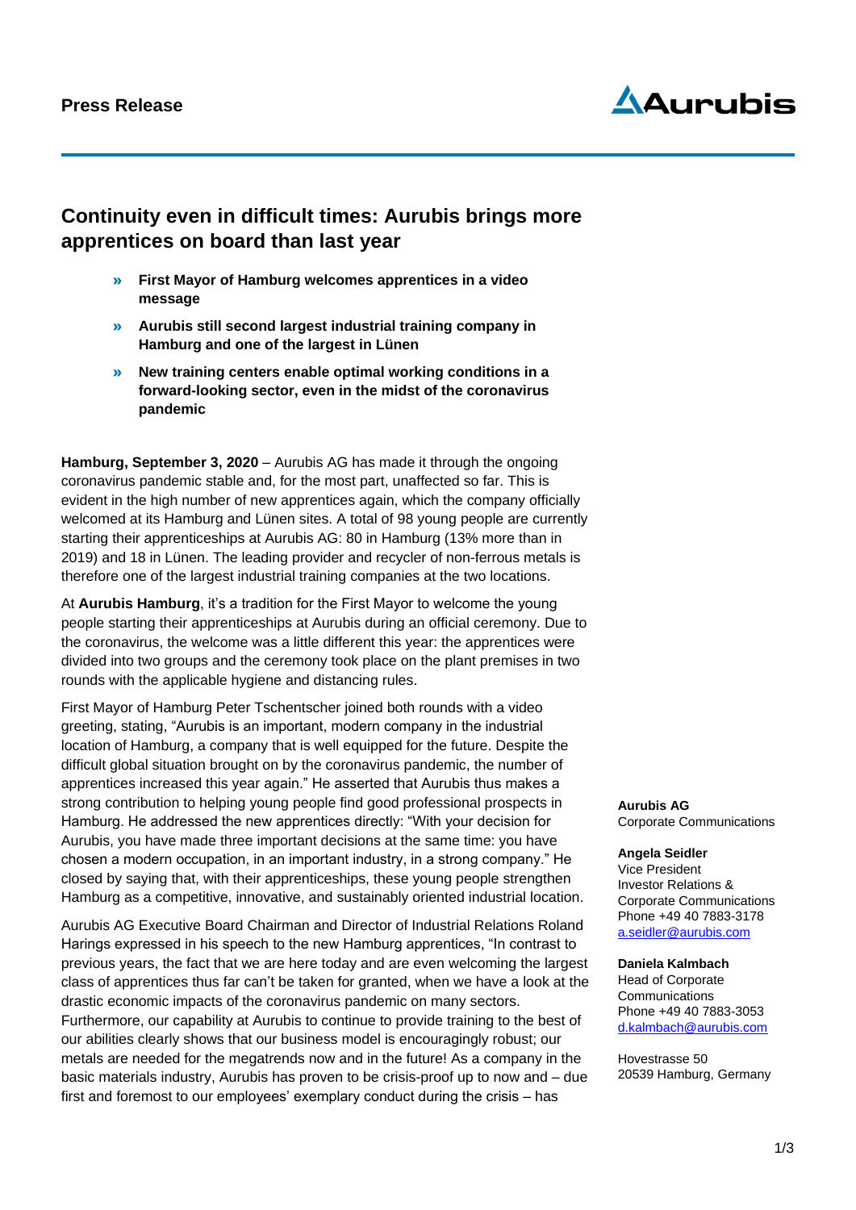**Press Release**

# Continuity even in difficult times: Aurubis brings more apprentices on board than last year

- **First Mayor of Hamburg welcomes apprentices in a video message**
- **Aurubis still second largest industrial training company in Hamburg and one of the largest in Lünen**
- **New training centers enable optimal working conditions in a forward-looking sector, even in the midst of the coronavirus pandemic**

**Hamburg, September 3, 2020** – Aurubis AG has made it through the ongoing coronavirus pandemic stable and, for the most part, unaffected so far. This is evident in the high number of new apprentices again, which the company officially welcomed at its Hamburg and Lünen sites. A total of 98 young people are currently starting their apprenticeships at Aurubis AG: 80 in Hamburg (13% more than in 2019) and 18 in Lünen. The leading provider and recycler of non-ferrous metals is therefore one of the largest industrial training companies at the two locations.

At **Aurubis Hamburg**, it's a tradition for the First Mayor to welcome the young people starting their apprenticeships at Aurubis during an official ceremony. Due to the coronavirus, the welcome was a little different this year: the apprentices were divided into two groups and the ceremony took place on the plant premises in two rounds with the applicable hygiene and distancing rules.

First Mayor of Hamburg Peter Tschentscher joined both rounds with a video greeting, stating, "Aurubis is an important, modern company in the industrial location of Hamburg, a company that is well equipped for the future. Despite the difficult global situation brought on by the coronavirus pandemic, the number of apprentices increased this year again." He asserted that Aurubis thus makes a strong contribution to helping young people find good professional prospects in Hamburg. He addressed the new apprentices directly: "With your decision for Aurubis, you have made three important decisions at the same time: you have chosen a modern occupation, in an important industry, in a strong company." He closed by saying that, with their apprenticeships, these young people strengthen Hamburg as a competitive, innovative, and sustainably oriented industrial location.

Aurubis AG Executive Board Chairman and Director of Industrial Relations Roland Harings expressed in his speech to the new Hamburg apprentices, "In contrast to previous years, the fact that we are here today and are even welcoming the largest class of apprentices thus far can't be taken for granted, when we have a look at the drastic economic impacts of the coronavirus pandemic on many sectors. Furthermore, our capability at Aurubis to continue to provide training to the best of our abilities clearly shows that our business model is encouragingly robust; our metals are needed for the megatrends now and in the future! As a company in the basic materials industry, Aurubis has proven to be crisis-proof up to now and – due first and foremost to our employees' exemplary conduct during the crisis – has

**Aurubis AG**
Corporate Communications

**Angela Seidler**
Vice President
Investor Relations &
Corporate Communications
Phone +49 40 7883-3178
a.seidler@aurubis.com

**Daniela Kalmbach**
Head of Corporate
Communications
Phone +49 40 7883-3053
d.kalmbach@aurubis.com

Hovestrasse 50
20539 Hamburg, Germany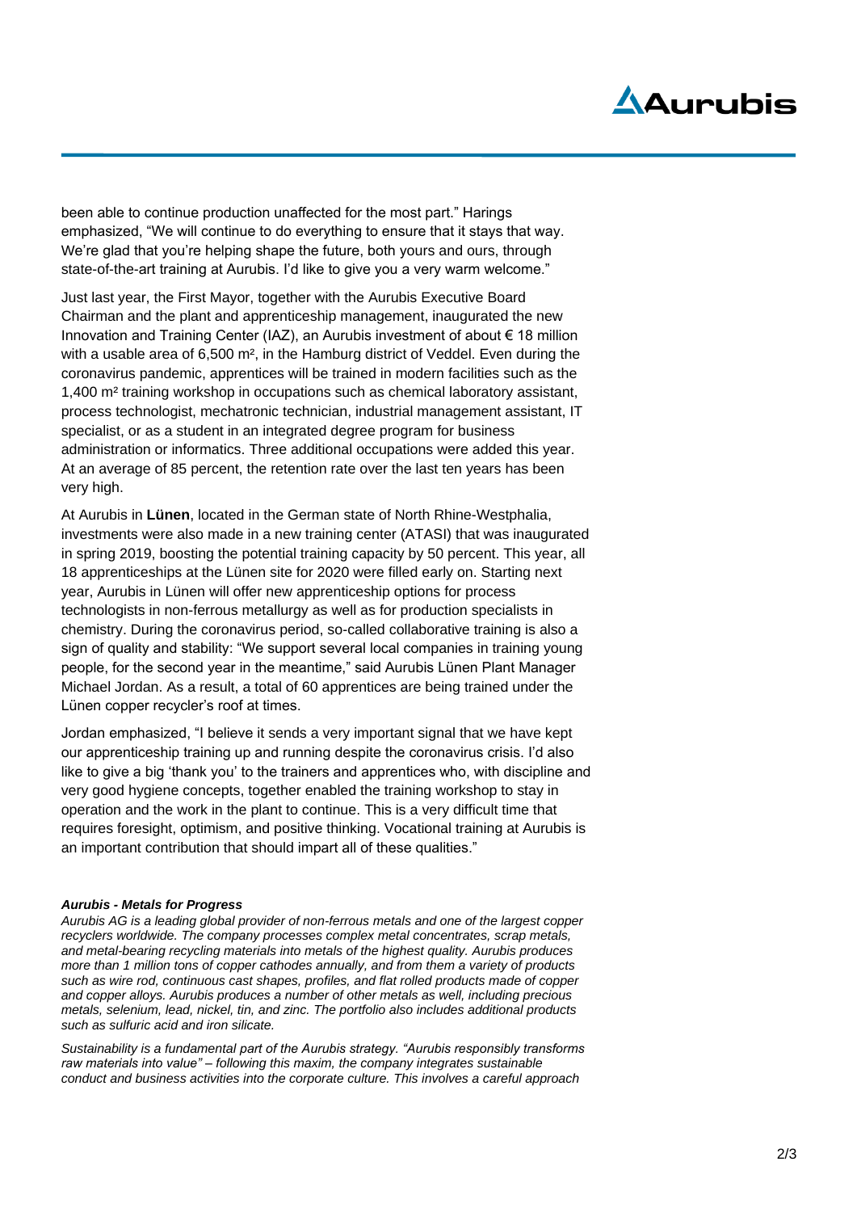been able to continue production unaffected for the most part." Harings emphasized, "We will continue to do everything to ensure that it stays that way. We're glad that you're helping shape the future, both yours and ours, through state-of-the-art training at Aurubis. I'd like to give you a very warm welcome."

Just last year, the First Mayor, together with the Aurubis Executive Board Chairman and the plant and apprenticeship management, inaugurated the new Innovation and Training Center (IAZ), an Aurubis investment of about € 18 million with a usable area of 6,500 m², in the Hamburg district of Veddel. Even during the coronavirus pandemic, apprentices will be trained in modern facilities such as the 1,400 m² training workshop in occupations such as chemical laboratory assistant, process technologist, mechatronic technician, industrial management assistant, IT specialist, or as a student in an integrated degree program for business administration or informatics. Three additional occupations were added this year. At an average of 85 percent, the retention rate over the last ten years has been very high.

At Aurubis in **Lünen**, located in the German state of North Rhine-Westphalia, investments were also made in a new training center (ATASI) that was inaugurated in spring 2019, boosting the potential training capacity by 50 percent. This year, all 18 apprenticeships at the Lünen site for 2020 were filled early on. Starting next year, Aurubis in Lünen will offer new apprenticeship options for process technologists in non-ferrous metallurgy as well as for production specialists in chemistry. During the coronavirus period, so-called collaborative training is also a sign of quality and stability: "We support several local companies in training young people, for the second year in the meantime," said Aurubis Lünen Plant Manager Michael Jordan. As a result, a total of 60 apprentices are being trained under the Lünen copper recycler's roof at times.

Jordan emphasized, "I believe it sends a very important signal that we have kept our apprenticeship training up and running despite the coronavirus crisis. I'd also like to give a big 'thank you' to the trainers and apprentices who, with discipline and very good hygiene concepts, together enabled the training workshop to stay in operation and the work in the plant to continue. This is a very difficult time that requires foresight, optimism, and positive thinking. Vocational training at Aurubis is an important contribution that should impart all of these qualities."

***Aurubis - Metals for Progress***

*Aurubis AG is a leading global provider of non-ferrous metals and one of the largest copper recyclers worldwide. The company processes complex metal concentrates, scrap metals, and metal-bearing recycling materials into metals of the highest quality. Aurubis produces more than 1 million tons of copper cathodes annually, and from them a variety of products such as wire rod, continuous cast shapes, profiles, and flat rolled products made of copper and copper alloys. Aurubis produces a number of other metals as well, including precious metals, selenium, lead, nickel, tin, and zinc. The portfolio also includes additional products such as sulfuric acid and iron silicate.*

*Sustainability is a fundamental part of the Aurubis strategy. "Aurubis responsibly transforms raw materials into value" – following this maxim, the company integrates sustainable conduct and business activities into the corporate culture. This involves a careful approach*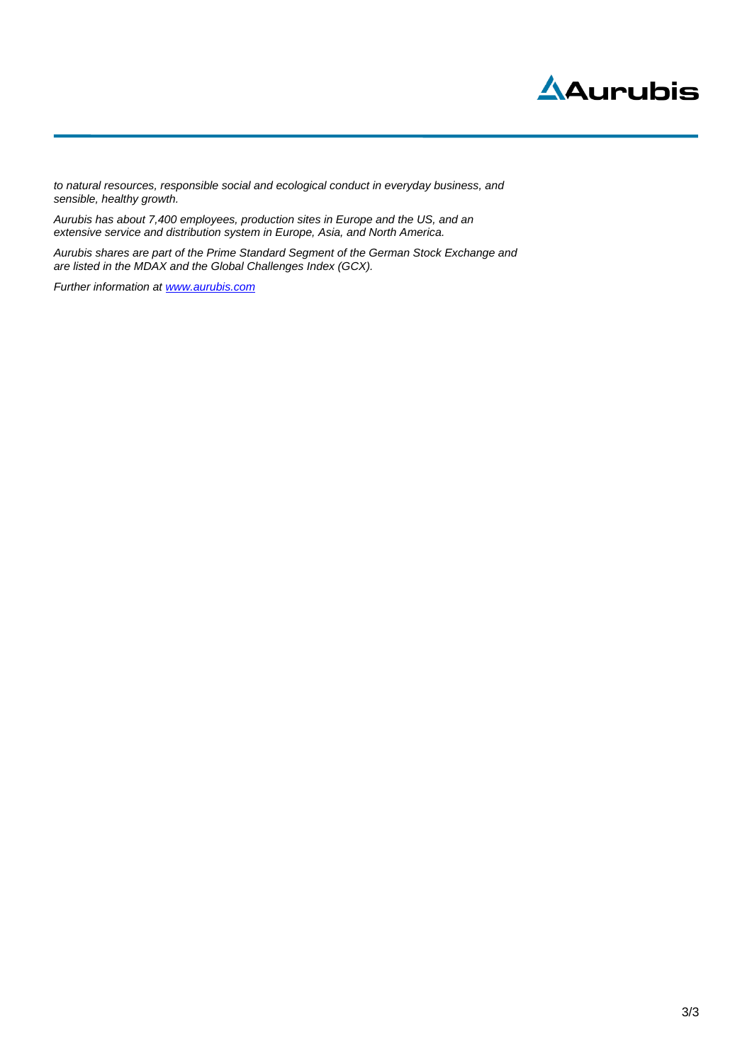*to natural resources, responsible social and ecological conduct in everyday business, and sensible, healthy growth.*

*Aurubis has about 7,400 employees, production sites in Europe and the US, and an extensive service and distribution system in Europe, Asia, and North America.*

*Aurubis shares are part of the Prime Standard Segment of the German Stock Exchange and are listed in the MDAX and the Global Challenges Index (GCX).*

*Further information at [www.aurubis.com](http://www.aurubis.com)*